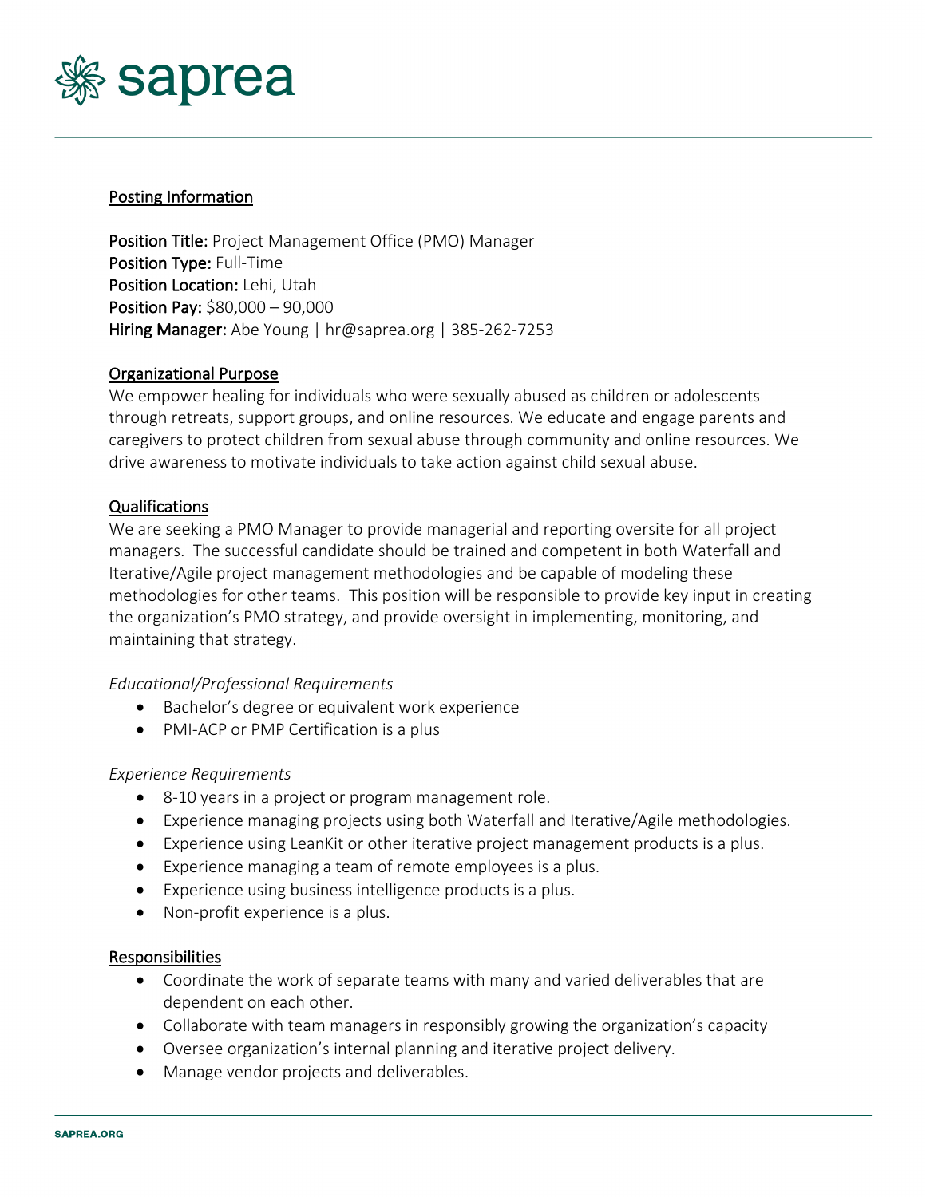# saprea

## Posting Information

**Position Title:** Project Management Office (PMO) Manager
**Position Type:** Full-Time
**Position Location:** Lehi, Utah
**Position Pay:** $80,000 – 90,000
**Hiring Manager:** Abe Young | hr@saprea.org | 385-262-7253

## Organizational Purpose

We empower healing for individuals who were sexually abused as children or adolescents through retreats, support groups, and online resources. We educate and engage parents and caregivers to protect children from sexual abuse through community and online resources. We drive awareness to motivate individuals to take action against child sexual abuse.

## Qualifications

We are seeking a PMO Manager to provide managerial and reporting oversite for all project managers. The successful candidate should be trained and competent in both Waterfall and Iterative/Agile project management methodologies and be capable of modeling these methodologies for other teams. This position will be responsible to provide key input in creating the organization's PMO strategy, and provide oversight in implementing, monitoring, and maintaining that strategy.

*Educational/Professional Requirements*

- Bachelor's degree or equivalent work experience
- PMI-ACP or PMP Certification is a plus

*Experience Requirements*

- 8-10 years in a project or program management role.
- Experience managing projects using both Waterfall and Iterative/Agile methodologies.
- Experience using LeanKit or other iterative project management products is a plus.
- Experience managing a team of remote employees is a plus.
- Experience using business intelligence products is a plus.
- Non-profit experience is a plus.

## Responsibilities

- Coordinate the work of separate teams with many and varied deliverables that are dependent on each other.
- Collaborate with team managers in responsibly growing the organization's capacity
- Oversee organization's internal planning and iterative project delivery.
- Manage vendor projects and deliverables.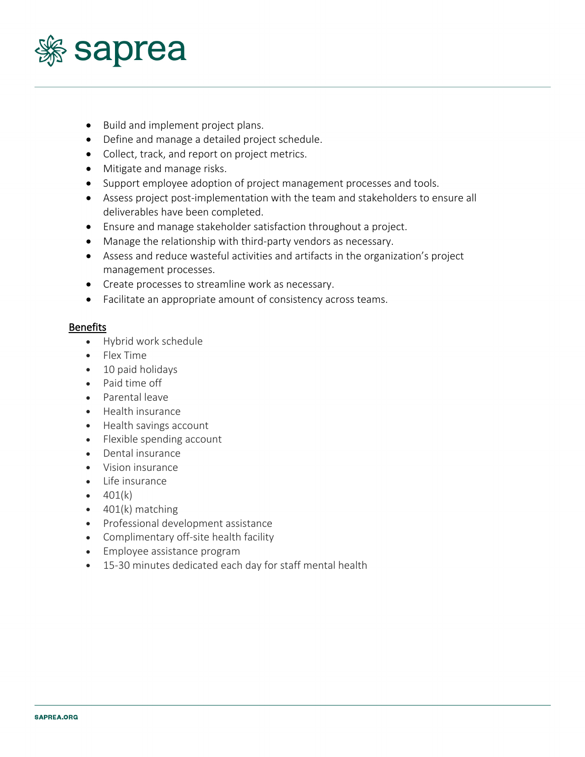- Build and implement project plans.
- Define and manage a detailed project schedule.
- Collect, track, and report on project metrics.
- Mitigate and manage risks.
- Support employee adoption of project management processes and tools.
- Assess project post-implementation with the team and stakeholders to ensure all deliverables have been completed.
- Ensure and manage stakeholder satisfaction throughout a project.
- Manage the relationship with third-party vendors as necessary.
- Assess and reduce wasteful activities and artifacts in the organization's project management processes.
- Create processes to streamline work as necessary.
- Facilitate an appropriate amount of consistency across teams.

## Benefits

- Hybrid work schedule
- Flex Time
- 10 paid holidays
- Paid time off
- Parental leave
- Health insurance
- Health savings account
- Flexible spending account
- Dental insurance
- Vision insurance
- Life insurance
- 401(k)
- 401(k) matching
- Professional development assistance
- Complimentary off-site health facility
- Employee assistance program
- 15-30 minutes dedicated each day for staff mental health